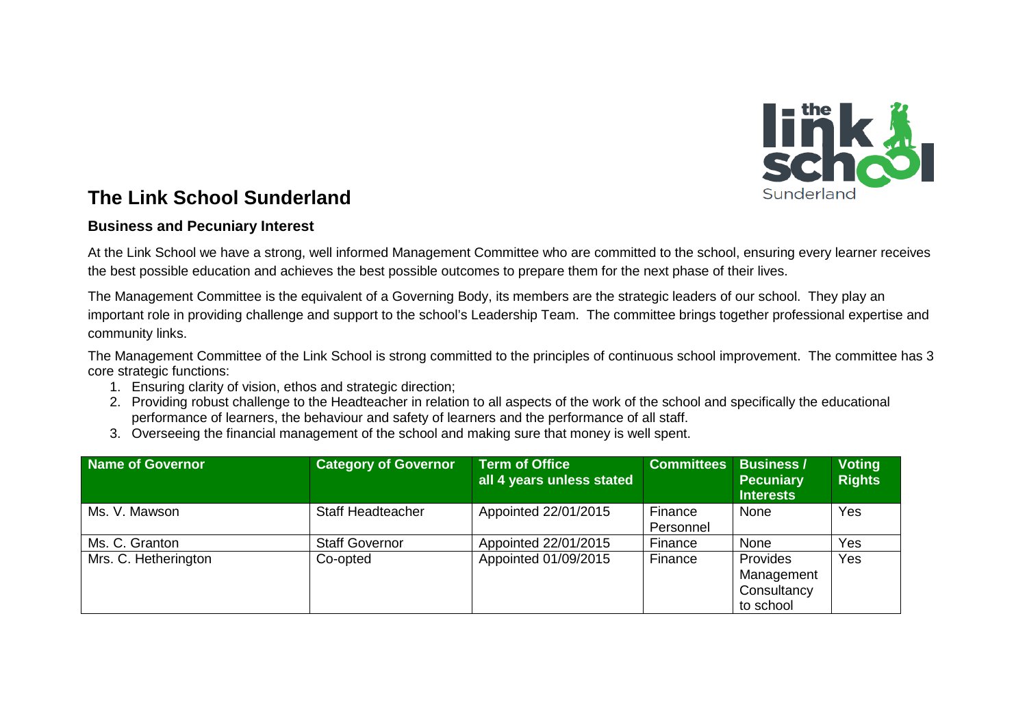# The Link School Sunderland

## Business and Pecuniary Interest

At the Link School we have a strong, well informed Management Committee who are committed to the school, ensuring every learner receives the best possible education and achieves the best possible outcomes to prepare them for the next phase of their lives.

The Management Committee is the equivalent of a Governing Body, its members are the strategic leaders of our school. They play an important role in providing challenge and support to the school's Leadership Team. The committee brings together professional expertise and community links.

The Management Committee of the Link School is strong committed to the principles of continuous school improvement. The committee has 3 core strategic functions:

1. Ensuring clarity of vision, ethos and strategic direction;
2. Providing robust challenge to the Headteacher in relation to all aspects of the work of the school and specifically the educational performance of learners, the behaviour and safety of learners and the performance of all staff.
3. Overseeing the financial management of the school and making sure that money is well spent.

| Name of Governor | Category of Governor | Term of Office all 4 years unless stated | Committees | Business / Pecuniary Interests | Voting Rights |
|---|---|---|---|---|---|
| Ms. V. Mawson | Staff Headteacher | Appointed 22/01/2015 | Finance Personnel | None | Yes |
| Ms. C. Granton | Staff Governor | Appointed 22/01/2015 | Finance | None | Yes |
| Mrs. C. Hetherington | Co-opted | Appointed 01/09/2015 | Finance | Provides Management Consultancy to school | Yes |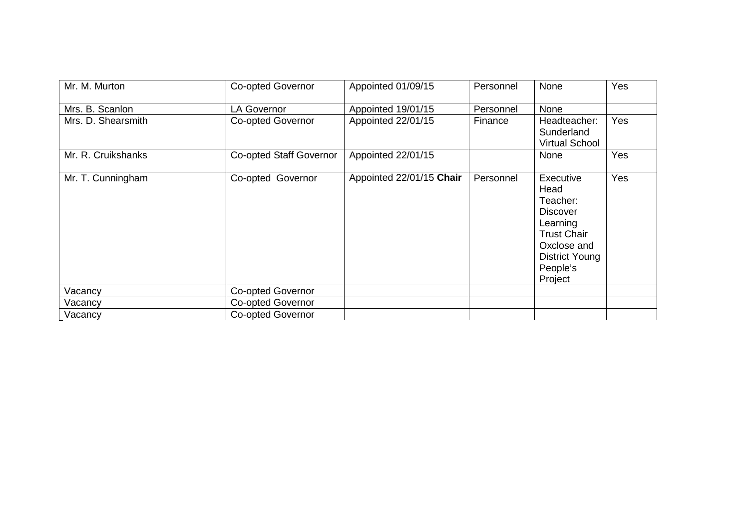| | | | | | |
|---|---|---|---|---|---|
| Mr. M. Murton | Co-opted Governor | Appointed 01/09/15 | Personnel | None | Yes |
| Mrs. B. Scanlon | LA Governor | Appointed 19/01/15 | Personnel | None | |
| Mrs. D. Shearsmith | Co-opted Governor | Appointed 22/01/15 | Finance | Headteacher: Sunderland Virtual School | Yes |
| Mr. R. Cruikshanks | Co-opted Staff Governor | Appointed 22/01/15 | | None | Yes |
| Mr. T. Cunningham | Co-opted Governor | Appointed 22/01/15 **Chair** | Personnel | Executive Head Teacher: Discover Learning Trust Chair Oxclose and District Young People's Project | Yes |
| Vacancy | Co-opted Governor | | | | |
| Vacancy | Co-opted Governor | | | | |
| Vacancy | Co-opted Governor | | | | |